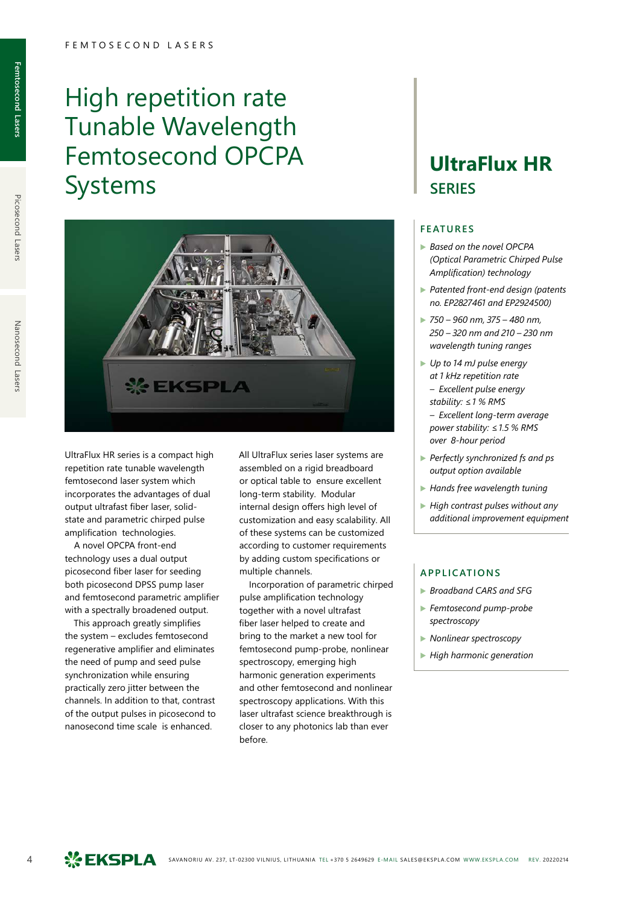# High repetition rate Tunable Wavelength Femtosecond OPCPA Systems

## UltraFlux HR SERIES

UltraFlux HR series is a compact high repetition rate tunable wavelength femtosecond laser system which incorporates the advantages of dual output ultrafast fiber laser, solid-state and parametric chirped pulse amplification technologies.

A novel OPCPA front-end technology uses a dual output picosecond fiber laser for seeding both picosecond DPSS pump laser and femtosecond parametric amplifier with a spectrally broadened output.

This approach greatly simplifies the system – excludes femtosecond regenerative amplifier and eliminates the need of pump and seed pulse synchronization while ensuring practically zero jitter between the channels. In addition to that, contrast of the output pulses in picosecond to nanosecond time scale is enhanced.

All UltraFlux series laser systems are assembled on a rigid breadboard or optical table to ensure excellent long-term stability. Modular internal design offers high level of customization and easy scalability. All of these systems can be customized according to customer requirements by adding custom specifications or multiple channels.

Incorporation of parametric chirped pulse amplification technology together with a novel ultrafast fiber laser helped to create and bring to the market a new tool for femtosecond pump-probe, nonlinear spectroscopy, emerging high harmonic generation experiments and other femtosecond and nonlinear spectroscopy applications. With this laser ultrafast science breakthrough is closer to any photonics lab than ever before.

### FEATURES

- *Based on the novel OPCPA (Optical Parametric Chirped Pulse Amplification) technology*
- *Patented front-end design (patents no. EP2827461 and EP2924500)*
- *750 – 960 nm, 375 – 480 nm, 250 – 320 nm and 210 – 230 nm wavelength tuning ranges*
- *Up to 14 mJ pulse energy at 1 kHz repetition rate*
  - *Excellent pulse energy stability: ≤ 1 % RMS*
  - *Excellent long-term average power stability: ≤ 1.5 % RMS over 8-hour period*
- *Perfectly synchronized fs and ps output option available*
- *Hands free wavelength tuning*
- *High contrast pulses without any additional improvement equipment*

### APPLICATIONS

- *Broadband CARS and SFG*
- *Femtosecond pump-probe spectroscopy*
- *Nonlinear spectroscopy*
- *High harmonic generation*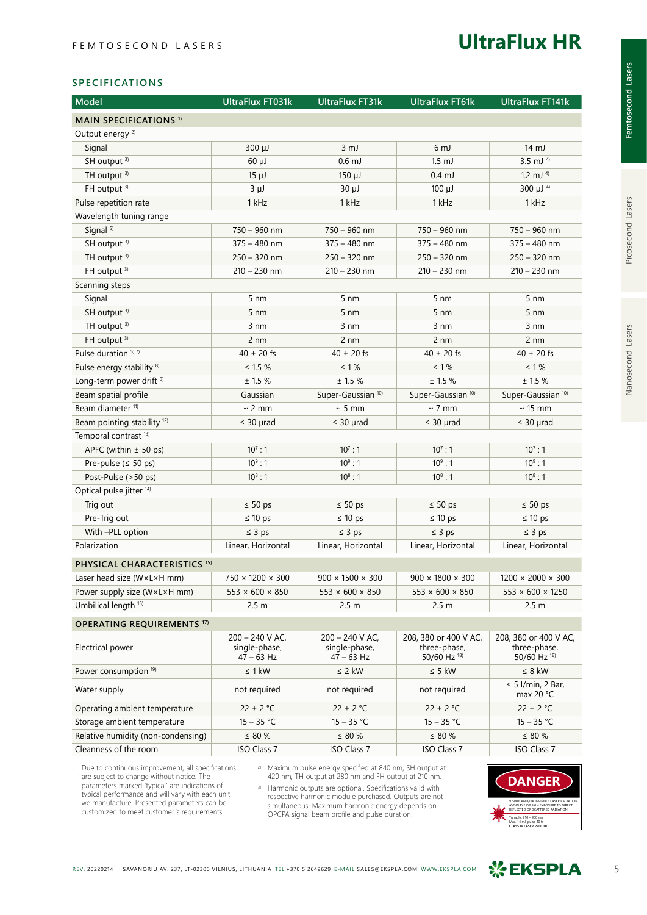FEMTOSECOND LASERS

# UltraFlux HR

## SPECIFICATIONS

| Model | UltraFlux FT031k | UltraFlux FT31k | UltraFlux FT61k | UltraFlux FT141k |
|---|---|---|---|---|
| **MAIN SPECIFICATIONS** [1] | | | | |
| Output energy [2] | | | | |
| Signal | 300 µJ | 3 mJ | 6 mJ | 14 mJ |
| SH output [3] | 60 µJ | 0.6 mJ | 1.5 mJ | 3.5 mJ [4] |
| TH output [3] | 15 µJ | 150 µJ | 0.4 mJ | 1.2 mJ [4] |
| FH output [3] | 3 µJ | 30 µJ | 100 µJ | 300 µJ [4] |
| Pulse repetition rate | 1 kHz | 1 kHz | 1 kHz | 1 kHz |
| Wavelength tuning range | | | | |
| Signal [5] | 750 – 960 nm | 750 – 960 nm | 750 – 960 nm | 750 – 960 nm |
| SH output [3] | 375 – 480 nm | 375 – 480 nm | 375 – 480 nm | 375 – 480 nm |
| TH output [3] | 250 – 320 nm | 250 – 320 nm | 250 – 320 nm | 250 – 320 nm |
| FH output [3] | 210 – 230 nm | 210 – 230 nm | 210 – 230 nm | 210 – 230 nm |
| Scanning steps | | | | |
| Signal | 5 nm | 5 nm | 5 nm | 5 nm |
| SH output [3] | 5 nm | 5 nm | 5 nm | 5 nm |
| TH output [3] | 3 nm | 3 nm | 3 nm | 3 nm |
| FH output [3] | 2 nm | 2 nm | 2 nm | 2 nm |
| Pulse duration [5] [7] | 40 ± 20 fs | 40 ± 20 fs | 40 ± 20 fs | 40 ± 20 fs |
| Pulse energy stability [8] | ≤ 1.5 % | ≤ 1 % | ≤ 1 % | ≤ 1 % |
| Long-term power drift [9] | ± 1.5 % | ± 1.5 % | ± 1.5 % | ± 1.5 % |
| Beam spatial profile | Gaussian | Super-Gaussian [10] | Super-Gaussian [10] | Super-Gaussian [10] |
| Beam diameter [11] | ~ 2 mm | ~ 5 mm | ~ 7 mm | ~ 15 mm |
| Beam pointing stability [12] | ≤ 30 µrad | ≤ 30 µrad | ≤ 30 µrad | ≤ 30 µrad |
| Temporal contrast [13] | | | | |
| APFC (within ± 50 ps) | $10^7 : 1$ | $10^7 : 1$ | $10^7 : 1$ | $10^7 : 1$ |
| Pre-pulse (≤ 50 ps) | $10^9 : 1$ | $10^9 : 1$ | $10^9 : 1$ | $10^9 : 1$ |
| Post-Pulse (> 50 ps) | $10^8 : 1$ | $10^8 : 1$ | $10^8 : 1$ | $10^8 : 1$ |
| Optical pulse jitter [14] | | | | |
| Trig out | ≤ 50 ps | ≤ 50 ps | ≤ 50 ps | ≤ 50 ps |
| Pre-Trig out | ≤ 10 ps | ≤ 10 ps | ≤ 10 ps | ≤ 10 ps |
| With –PLL option | ≤ 3 ps | ≤ 3 ps | ≤ 3 ps | ≤ 3 ps |
| Polarization | Linear, Horizontal | Linear, Horizontal | Linear, Horizontal | Linear, Horizontal |
| **PHYSICAL CHARACTERISTICS** [15] | | | | |
| Laser head size (W×L×H mm) | 750 × 1200 × 300 | 900 × 1500 × 300 | 900 × 1800 × 300 | 1200 × 2000 × 300 |
| Power supply size (W×L×H mm) | 553 × 600 × 850 | 553 × 600 × 850 | 553 × 600 × 850 | 553 × 600 × 1250 |
| Umbilical length [16] | 2.5 m | 2.5 m | 2.5 m | 2.5 m |
| **OPERATING REQUIREMENTS** [17] | | | | |
| Electrical power | 200 – 240 V AC, single-phase, 47 – 63 Hz | 200 – 240 V AC, single-phase, 47 – 63 Hz | 208, 380 or 400 V AC, three-phase, 50/60 Hz [18] | 208, 380 or 400 V AC, three-phase, 50/60 Hz [18] |
| Power consumption [19] | ≤ 1 kW | ≤ 2 kW | ≤ 5 kW | ≤ 8 kW |
| Water supply | not required | not required | not required | ≤ 5 l/min, 2 Bar, max 20 °C |
| Operating ambient temperature | 22 ± 2 °C | 22 ± 2 °C | 22 ± 2 °C | 22 ± 2 °C |
| Storage ambient temperature | 15 – 35 °C | 15 – 35 °C | 15 – 35 °C | 15 – 35 °C |
| Relative humidity (non-condensing) | ≤ 80 % | ≤ 80 % | ≤ 80 % | ≤ 80 % |
| Cleanness of the room | ISO Class 7 | ISO Class 7 | ISO Class 7 | ISO Class 7 |

1) Due to continuous improvement, all specifications are subject to change without notice. The parameters marked 'typical' are indications of typical performance and will vary with each unit we manufacture. Presented parameters can be customized to meet customer's requirements.

2) Maximum pulse energy specified at 840 nm, SH output at 420 nm, TH output at 280 nm and FH output at 210 nm.

3) Harmonic outputs are optional. Specifications valid with respective harmonic module purchased. Outputs are not simultaneous. Maximum harmonic energy depends on OPCPA signal beam profile and pulse duration.

DANGER

VISIBLE AND/OR INVISIBLE LASER RADIATION AVOID EYE OR SKIN EXPOSURE TO DIRECT REFLECTED OR SCATTERED RADIATION

Tunable, 210 – 960 nm
Max. 14 mJ, pulse 40 fs
CLASS IV LASER PRODUCT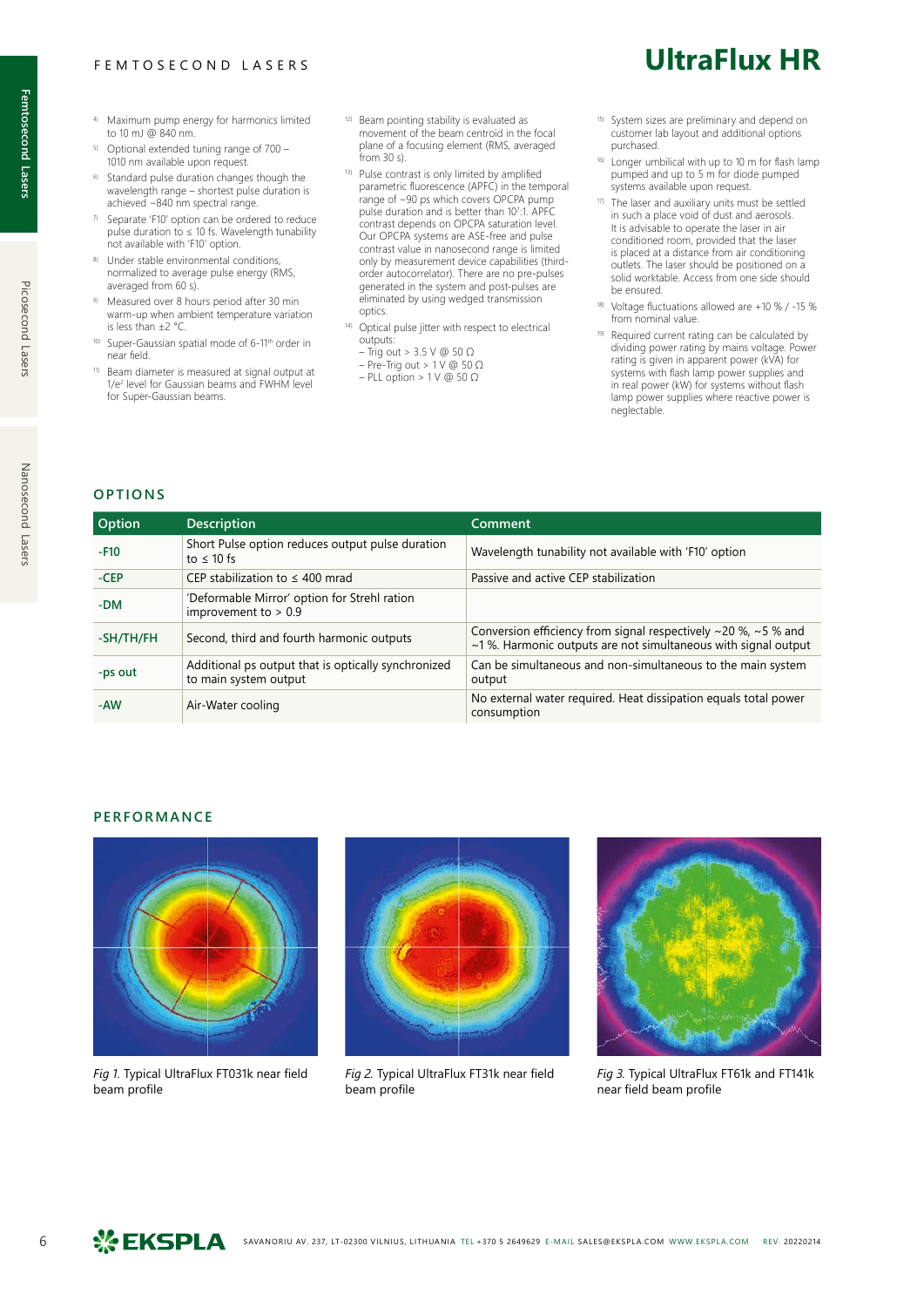# UltraFlux HR

4) Maximum pump energy for harmonics limited to 10 mJ @ 840 nm.

5) Optional extended tuning range of 700 – 1010 nm available upon request.

6) Standard pulse duration changes though the wavelength range – shortest pulse duration is achieved ~840 nm spectral range.

7) Separate 'F10' option can be ordered to reduce pulse duration to ≤ 10 fs. Wavelength tunability not available with 'F10' option.

8) Under stable environmental conditions, normalized to average pulse energy (RMS, averaged from 60 s).

9) Measured over 8 hours period after 30 min warm-up when ambient temperature variation is less than ±2 °C.

10) Super-Gaussian spatial mode of 6-11th order in near field.

11) Beam diameter is measured at signal output at $1/e^2$ level for Gaussian beams and FWHM level for Super-Gaussian beams.

12) Beam pointing stability is evaluated as movement of the beam centroid in the focal plane of a focusing element (RMS, averaged from 30 s).

13) Pulse contrast is only limited by amplified parametric fluorescence (APFC) in the temporal range of ~90 ps which covers OPCPA pump pulse duration and is better than $10^7$:1. APFC contrast depends on OPCPA saturation level. Our OPCPA systems are ASE-free and pulse contrast value in nanosecond range is limited only by measurement device capabilities (third-order autocorrelator). There are no pre-pulses generated in the system and post-pulses are eliminated by using wedged transmission optics.

14) Optical pulse jitter with respect to electrical outputs:
– Trig out > 3.5 V @ 50 Ω
– Pre-Trig out > 1 V @ 50 Ω
– PLL option > 1 V @ 50 Ω

15) System sizes are preliminary and depend on customer lab layout and additional options purchased.

16) Longer umbilical with up to 10 m for flash lamp pumped and up to 5 m for diode pumped systems available upon request.

17) The laser and auxiliary units must be settled in such a place void of dust and aerosols. It is advisable to operate the laser in air conditioned room, provided that the laser is placed at a distance from air conditioning outlets. The laser should be positioned on a solid worktable. Access from one side should be ensured.

18) Voltage fluctuations allowed are +10 % / -15 % from nominal value.

19) Required current rating can be calculated by dividing power rating by mains voltage. Power rating is given in apparent power (kVA) for systems with flash lamp power supplies and in real power (kW) for systems without flash lamp power supplies where reactive power is neglectable.

## OPTIONS

| Option | Description | Comment |
|---|---|---|
| -F10 | Short Pulse option reduces output pulse duration to ≤ 10 fs | Wavelength tunability not available with 'F10' option |
| -CEP | CEP stabilization to ≤ 400 mrad | Passive and active CEP stabilization |
| -DM | 'Deformable Mirror' option for Strehl ration improvement to > 0.9 | |
| -SH/TH/FH | Second, third and fourth harmonic outputs | Conversion efficiency from signal respectively ~20 %, ~5 % and ~1 %. Harmonic outputs are not simultaneous with signal output |
| -ps out | Additional ps output that is optically synchronized to main system output | Can be simultaneous and non-simultaneous to the main system output |
| -AW | Air-Water cooling | No external water required. Heat dissipation equals total power consumption |

## PERFORMANCE

*Fig 1.* Typical UltraFlux FT031k near field beam profile

*Fig 2.* Typical UltraFlux FT31k near field beam profile

*Fig 3.* Typical UltraFlux FT61k and FT141k near field beam profile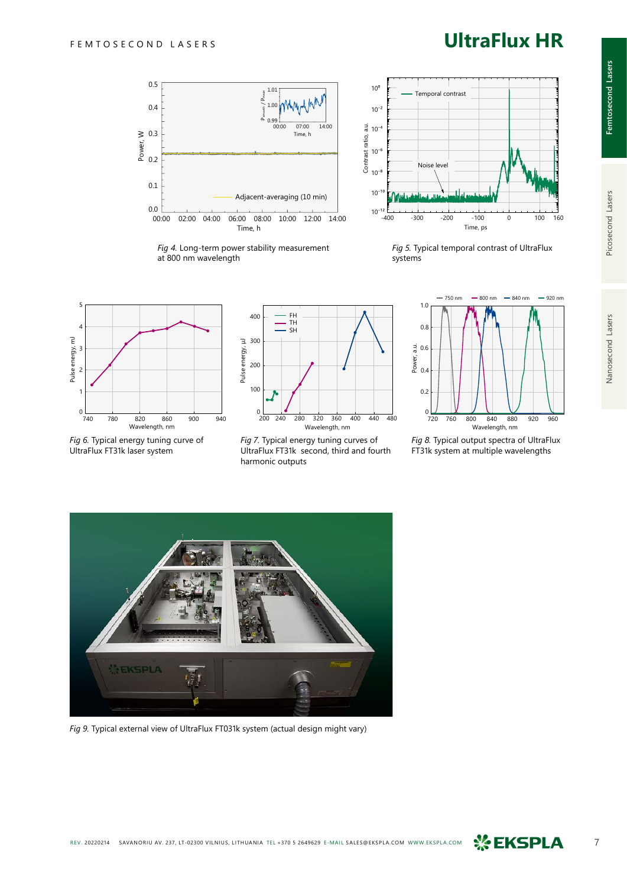Fig 4. Long-term power stability measurement at 800 nm wavelength

Fig 5. Typical temporal contrast of UltraFlux systems

Fig 6. Typical energy tuning curve of UltraFlux FT31k laser system

Fig 7. Typical energy tuning curves of UltraFlux FT31k second, third and fourth harmonic outputs

Fig 8. Typical output spectra of UltraFlux FT31k system at multiple wavelengths

Fig 9. Typical external view of UltraFlux FT031k system (actual design might vary)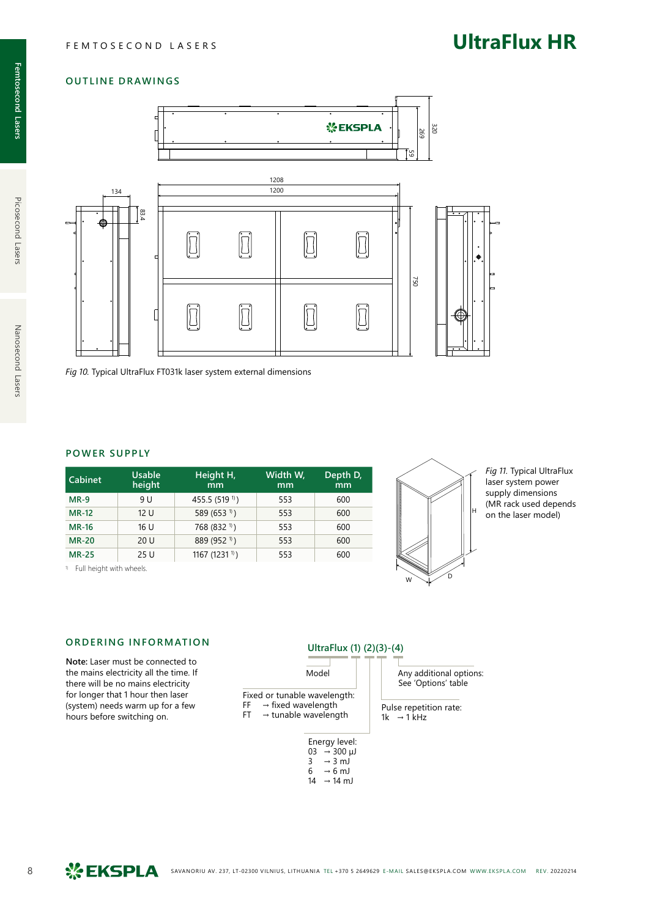## OUTLINE DRAWINGS

1208

1200

134

83.4

269

320

59

750

*Fig 10.* Typical UltraFlux FT031k laser system external dimensions

## POWER SUPPLY

| Cabinet | Usable height | Height H, mm | Width W, mm | Depth D, mm |
|---|---|---|---|---|
| MR-9 | 9 U | 455.5 (519 [1]) | 553 | 600 |
| MR-12 | 12 U | 589 (653 [1]) | 553 | 600 |
| MR-16 | 16 U | 768 (832 [1]) | 553 | 600 |
| MR-20 | 20 U | 889 (952 [1]) | 553 | 600 |
| MR-25 | 25 U | 1167 (1231 [1]) | 553 | 600 |

[1] Full height with wheels.

H

W

D

*Fig 11.* Typical UltraFlux laser system power supply dimensions (MR rack used depends on the laser model)

## ORDERING INFORMATION

**Note:** Laser must be connected to the mains electricity all the time. If there will be no mains electricity for longer that 1 hour then laser (system) needs warm up for a few hours before switching on.

**UltraFlux (1) (2)(3)-(4)**

Model

Fixed or tunable wavelength:
FF → fixed wavelength
FT → tunable wavelength

Energy level:
03 → 300 μJ
3 → 3 mJ
6 → 6 mJ
14 → 14 mJ

Pulse repetition rate:
1k → 1 kHz

Any additional options:
See 'Options' table